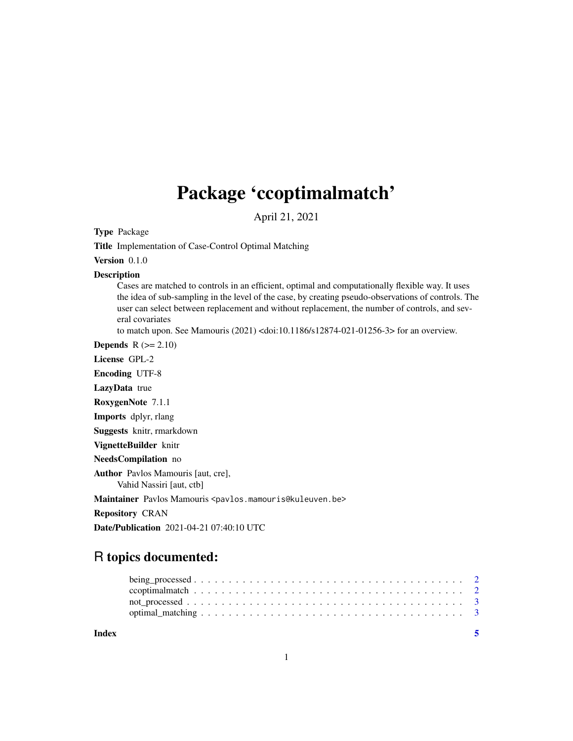# Package 'ccoptimalmatch'

April 21, 2021

**Type** Package

**Title** Implementation of Case-Control Optimal Matching

**Version** 0.1.0

**Description**
Cases are matched to controls in an efficient, optimal and computationally flexible way. It uses the idea of sub-sampling in the level of the case, by creating pseudo-observations of controls. The user can select between replacement and without replacement, the number of controls, and several covariates to match upon. See Mamouris (2021) <doi:10.1186/s12874-021-01256-3> for an overview.

**Depends** R (>= 2.10)

**License** GPL-2

**Encoding** UTF-8

**LazyData** true

**RoxygenNote** 7.1.1

**Imports** dplyr, rlang

**Suggests** knitr, rmarkdown

**VignetteBuilder** knitr

**NeedsCompilation** no

**Author** Pavlos Mamouris [aut, cre],
Vahid Nassiri [aut, ctb]

**Maintainer** Pavlos Mamouris <pavlos.mamouris@kuleuven.be>

**Repository** CRAN

**Date/Publication** 2021-04-21 07:40:10 UTC

## R topics documented:

being_processed . . . . . . . . . . . . . . . . . . . . . . . . . . . . . . . . . . . . . . 2
ccoptimalmatch . . . . . . . . . . . . . . . . . . . . . . . . . . . . . . . . . . . . . . 2
not_processed . . . . . . . . . . . . . . . . . . . . . . . . . . . . . . . . . . . . . . 3
optimal_matching . . . . . . . . . . . . . . . . . . . . . . . . . . . . . . . . . . . . . . 3

**Index** 5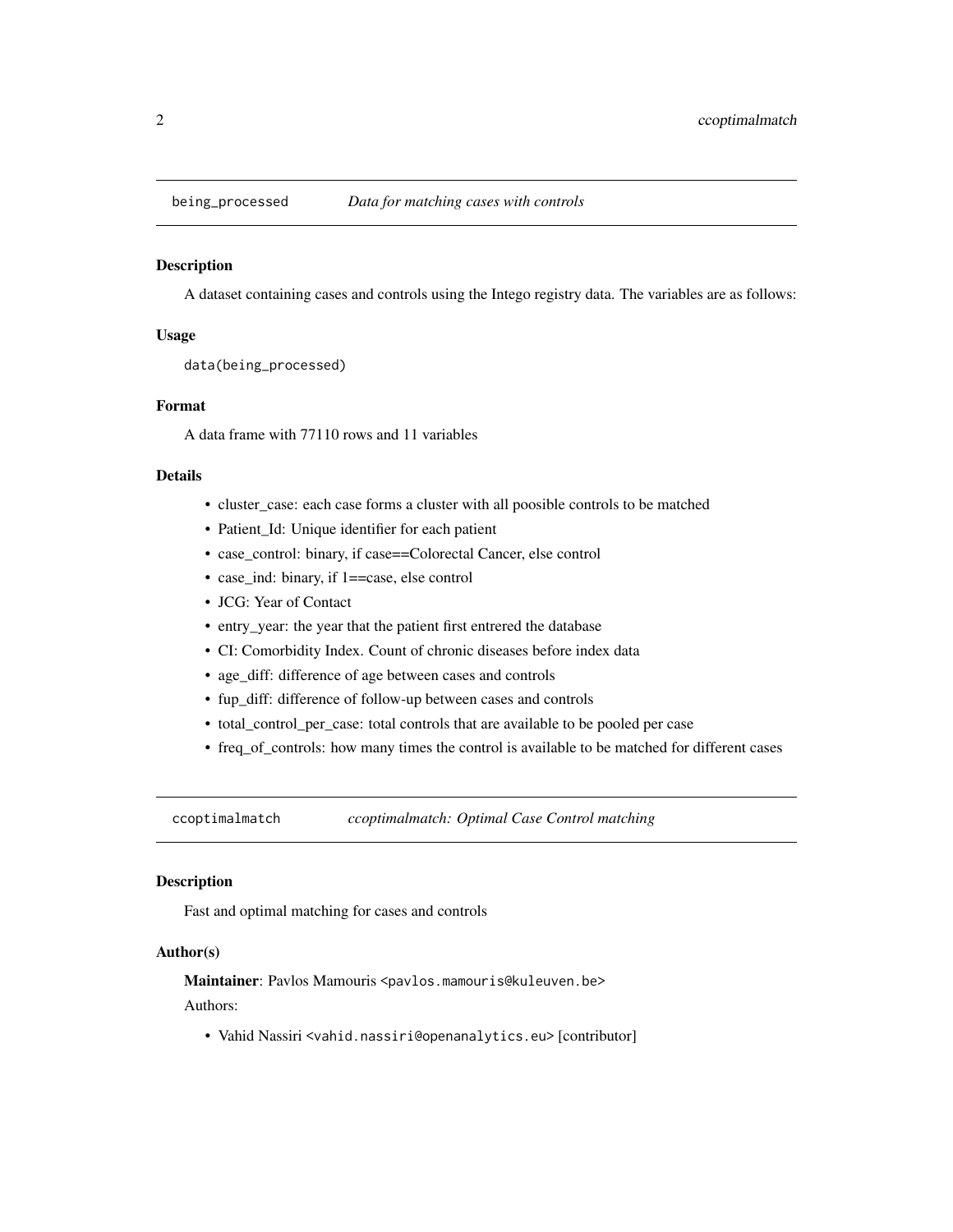## being_processed — *Data for matching cases with controls*

### Description

A dataset containing cases and controls using the Intego registry data. The variables are as follows:

### Usage

```
data(being_processed)
```

### Format

A data frame with 77110 rows and 11 variables

### Details

- cluster_case: each case forms a cluster with all poosible controls to be matched
- Patient_Id: Unique identifier for each patient
- case_control: binary, if case==Colorectal Cancer, else control
- case_ind: binary, if 1==case, else control
- JCG: Year of Contact
- entry_year: the year that the patient first entrered the database
- CI: Comorbidity Index. Count of chronic diseases before index data
- age_diff: difference of age between cases and controls
- fup_diff: difference of follow-up between cases and controls
- total_control_per_case: total controls that are available to be pooled per case
- freq_of_controls: how many times the control is available to be matched for different cases

## ccoptimalmatch — *ccoptimalmatch: Optimal Case Control matching*

### Description

Fast and optimal matching for cases and controls

### Author(s)

**Maintainer**: Pavlos Mamouris <pavlos.mamouris@kuleuven.be>

Authors:

- Vahid Nassiri <vahid.nassiri@openanalytics.eu> [contributor]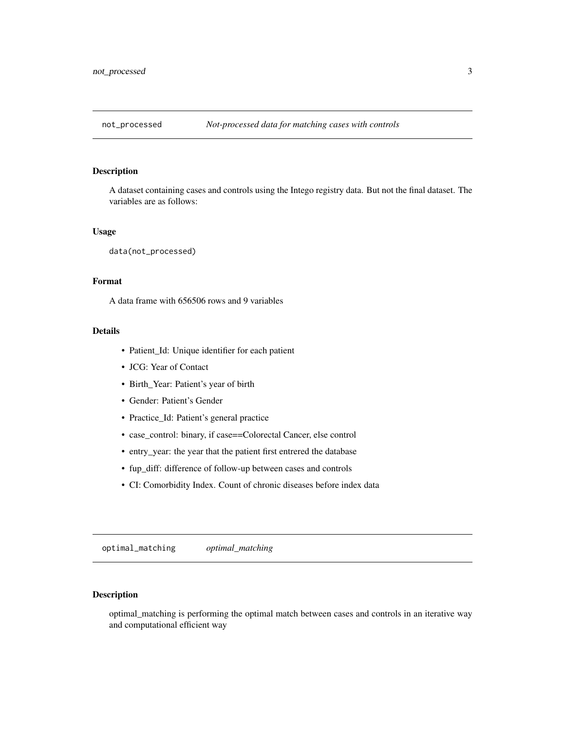## not_processed — *Not-processed data for matching cases with controls*

### Description

A dataset containing cases and controls using the Intego registry data. But not the final dataset. The variables are as follows:

### Usage

```
data(not_processed)
```

### Format

A data frame with 656506 rows and 9 variables

### Details

- Patient_Id: Unique identifier for each patient
- JCG: Year of Contact
- Birth_Year: Patient's year of birth
- Gender: Patient's Gender
- Practice_Id: Patient's general practice
- case_control: binary, if case==Colorectal Cancer, else control
- entry_year: the year that the patient first entrered the database
- fup_diff: difference of follow-up between cases and controls
- CI: Comorbidity Index. Count of chronic diseases before index data

## optimal_matching — *optimal_matching*

### Description

optimal_matching is performing the optimal match between cases and controls in an iterative way and computational efficient way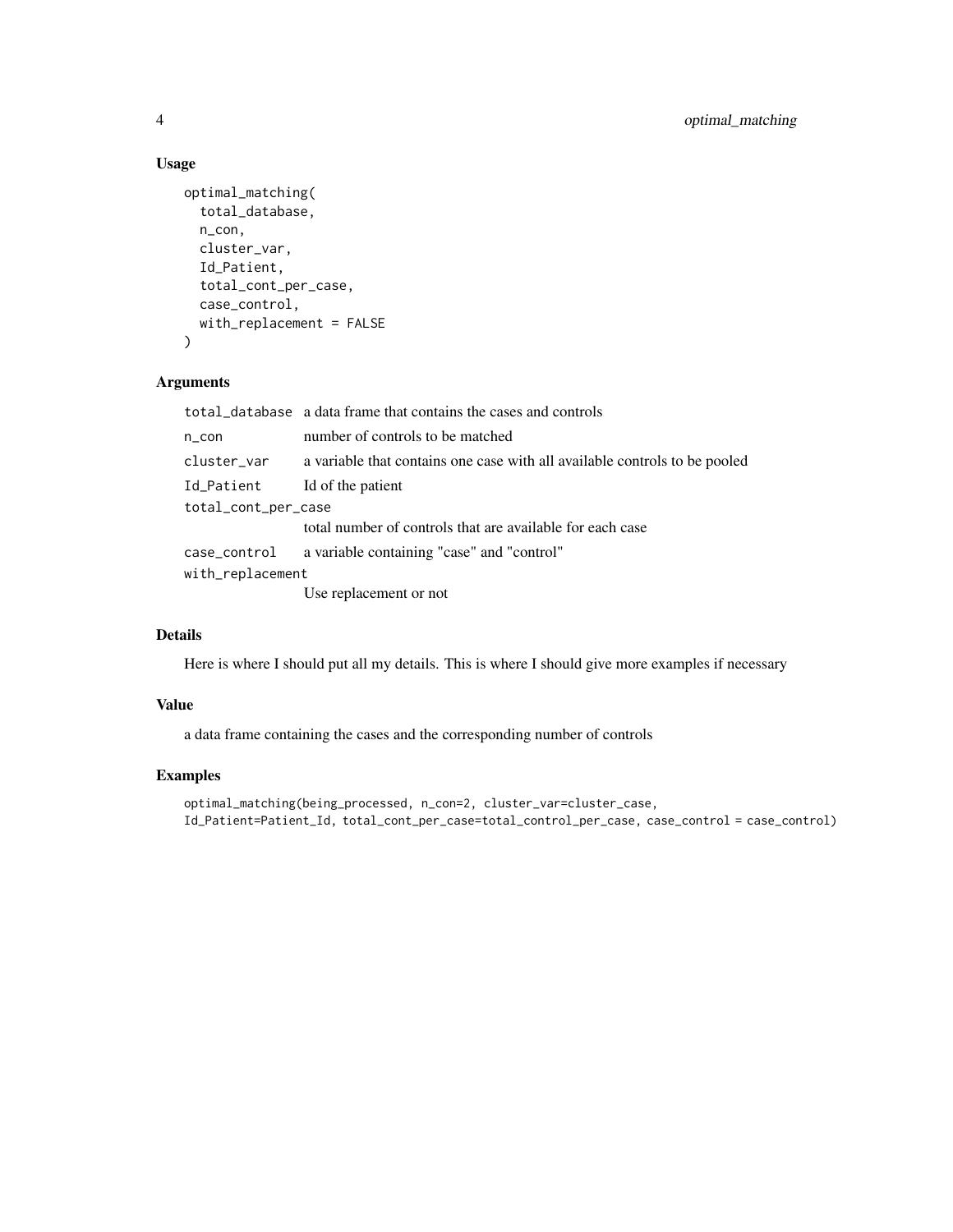### Usage

```
optimal_matching(
  total_database,
  n_con,
  cluster_var,
  Id_Patient,
  total_cont_per_case,
  case_control,
  with_replacement = FALSE
)
```

### Arguments

| | |
|---|---|
| `total_database` | a data frame that contains the cases and controls |
| `n_con` | number of controls to be matched |
| `cluster_var` | a variable that contains one case with all available controls to be pooled |
| `Id_Patient` | Id of the patient |
| `total_cont_per_case` | total number of controls that are available for each case |
| `case_control` | a variable containing "case" and "control" |
| `with_replacement` | Use replacement or not |

### Details

Here is where I should put all my details. This is where I should give more examples if necessary

### Value

a data frame containing the cases and the corresponding number of controls

### Examples

```
optimal_matching(being_processed, n_con=2, cluster_var=cluster_case,
Id_Patient=Patient_Id, total_cont_per_case=total_control_per_case, case_control = case_control)
```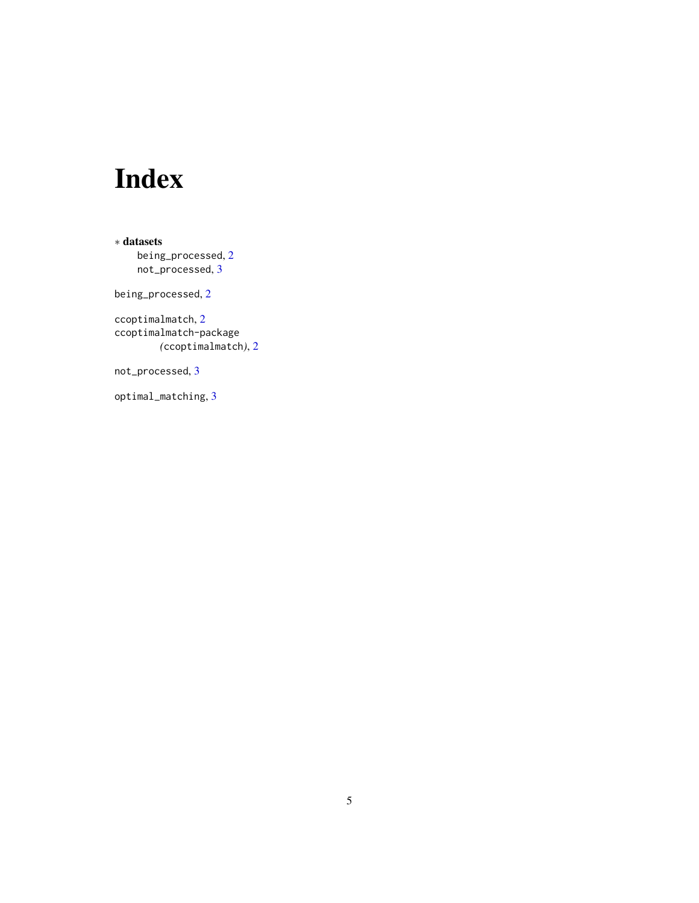# Index

∗ **datasets**
    being_processed, 2
    not_processed, 3

being_processed, 2

ccoptimalmatch, 2
ccoptimalmatch-package
        (ccoptimalmatch), 2

not_processed, 3

optimal_matching, 3